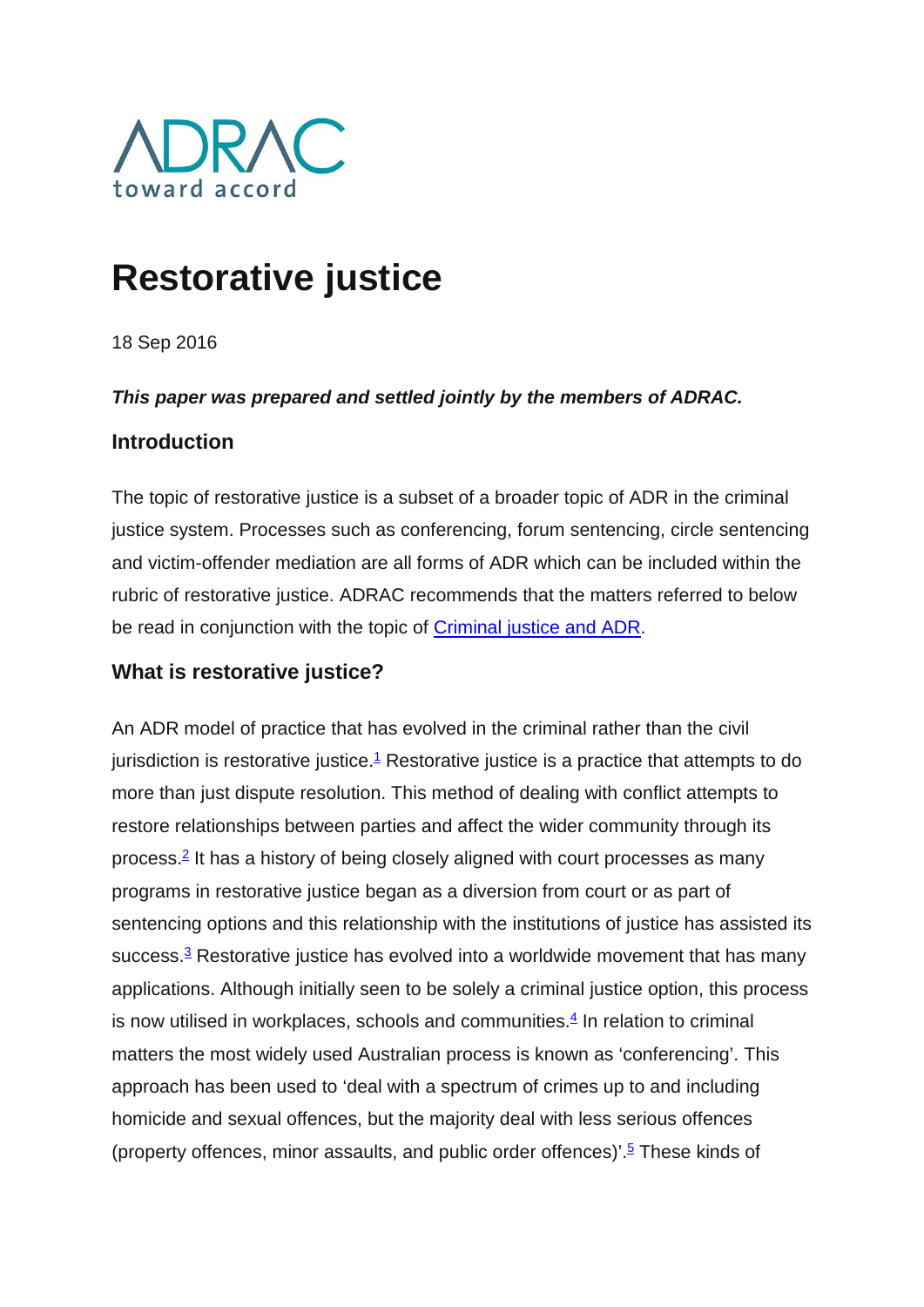ADRAC
toward accord

# Restorative justice

18 Sep 2016

***This paper was prepared and settled jointly by the members of ADRAC.***

### Introduction

The topic of restorative justice is a subset of a broader topic of ADR in the criminal justice system. Processes such as conferencing, forum sentencing, circle sentencing and victim-offender mediation are all forms of ADR which can be included within the rubric of restorative justice. ADRAC recommends that the matters referred to below be read in conjunction with the topic of [Criminal justice and ADR](#).

### What is restorative justice?

An ADR model of practice that has evolved in the criminal rather than the civil jurisdiction is restorative justice.[1] Restorative justice is a practice that attempts to do more than just dispute resolution. This method of dealing with conflict attempts to restore relationships between parties and affect the wider community through its process.[2] It has a history of being closely aligned with court processes as many programs in restorative justice began as a diversion from court or as part of sentencing options and this relationship with the institutions of justice has assisted its success.[3] Restorative justice has evolved into a worldwide movement that has many applications. Although initially seen to be solely a criminal justice option, this process is now utilised in workplaces, schools and communities.[4] In relation to criminal matters the most widely used Australian process is known as 'conferencing'. This approach has been used to 'deal with a spectrum of crimes up to and including homicide and sexual offences, but the majority deal with less serious offences (property offences, minor assaults, and public order offences)'.[5] These kinds of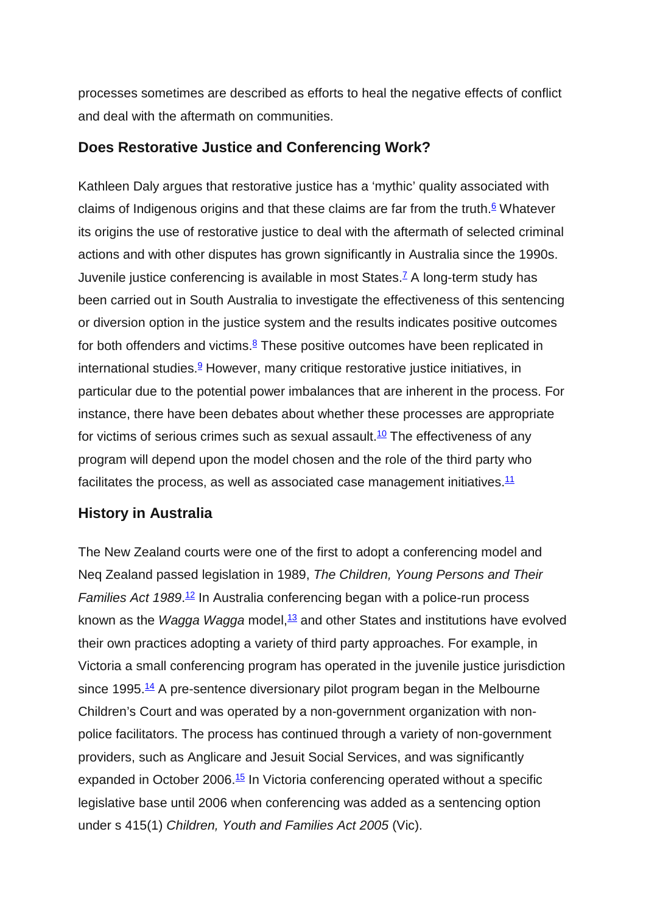processes sometimes are described as efforts to heal the negative effects of conflict and deal with the aftermath on communities.

## Does Restorative Justice and Conferencing Work?

Kathleen Daly argues that restorative justice has a 'mythic' quality associated with claims of Indigenous origins and that these claims are far from the truth.[6] Whatever its origins the use of restorative justice to deal with the aftermath of selected criminal actions and with other disputes has grown significantly in Australia since the 1990s. Juvenile justice conferencing is available in most States.[7] A long-term study has been carried out in South Australia to investigate the effectiveness of this sentencing or diversion option in the justice system and the results indicates positive outcomes for both offenders and victims.[8] These positive outcomes have been replicated in international studies.[9] However, many critique restorative justice initiatives, in particular due to the potential power imbalances that are inherent in the process. For instance, there have been debates about whether these processes are appropriate for victims of serious crimes such as sexual assault.[10] The effectiveness of any program will depend upon the model chosen and the role of the third party who facilitates the process, as well as associated case management initiatives.[11]

## History in Australia

The New Zealand courts were one of the first to adopt a conferencing model and Neq Zealand passed legislation in 1989, *The Children, Young Persons and Their Families Act 1989*.[12] In Australia conferencing began with a police-run process known as the *Wagga Wagga* model,[13] and other States and institutions have evolved their own practices adopting a variety of third party approaches. For example, in Victoria a small conferencing program has operated in the juvenile justice jurisdiction since 1995.[14] A pre-sentence diversionary pilot program began in the Melbourne Children's Court and was operated by a non-government organization with non-police facilitators. The process has continued through a variety of non-government providers, such as Anglicare and Jesuit Social Services, and was significantly expanded in October 2006.[15] In Victoria conferencing operated without a specific legislative base until 2006 when conferencing was added as a sentencing option under s 415(1) *Children, Youth and Families Act 2005* (Vic).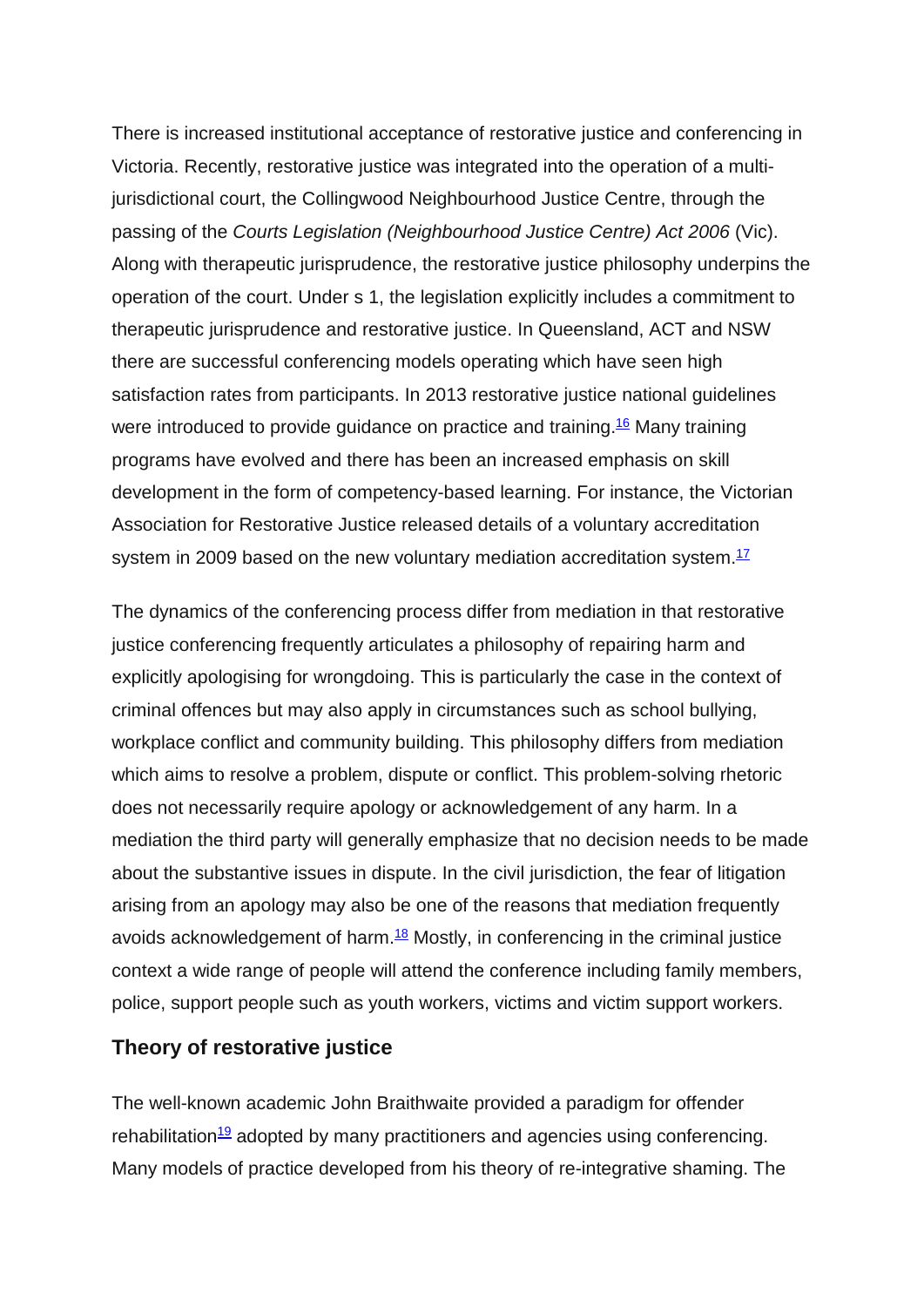There is increased institutional acceptance of restorative justice and conferencing in Victoria. Recently, restorative justice was integrated into the operation of a multi-jurisdictional court, the Collingwood Neighbourhood Justice Centre, through the passing of the *Courts Legislation (Neighbourhood Justice Centre) Act 2006* (Vic). Along with therapeutic jurisprudence, the restorative justice philosophy underpins the operation of the court. Under s 1, the legislation explicitly includes a commitment to therapeutic jurisprudence and restorative justice. In Queensland, ACT and NSW there are successful conferencing models operating which have seen high satisfaction rates from participants. In 2013 restorative justice national guidelines were introduced to provide guidance on practice and training.[16] Many training programs have evolved and there has been an increased emphasis on skill development in the form of competency-based learning. For instance, the Victorian Association for Restorative Justice released details of a voluntary accreditation system in 2009 based on the new voluntary mediation accreditation system.[17]

The dynamics of the conferencing process differ from mediation in that restorative justice conferencing frequently articulates a philosophy of repairing harm and explicitly apologising for wrongdoing. This is particularly the case in the context of criminal offences but may also apply in circumstances such as school bullying, workplace conflict and community building. This philosophy differs from mediation which aims to resolve a problem, dispute or conflict. This problem-solving rhetoric does not necessarily require apology or acknowledgement of any harm. In a mediation the third party will generally emphasize that no decision needs to be made about the substantive issues in dispute. In the civil jurisdiction, the fear of litigation arising from an apology may also be one of the reasons that mediation frequently avoids acknowledgement of harm.[18] Mostly, in conferencing in the criminal justice context a wide range of people will attend the conference including family members, police, support people such as youth workers, victims and victim support workers.

## Theory of restorative justice

The well-known academic John Braithwaite provided a paradigm for offender rehabilitation[19] adopted by many practitioners and agencies using conferencing. Many models of practice developed from his theory of re-integrative shaming. The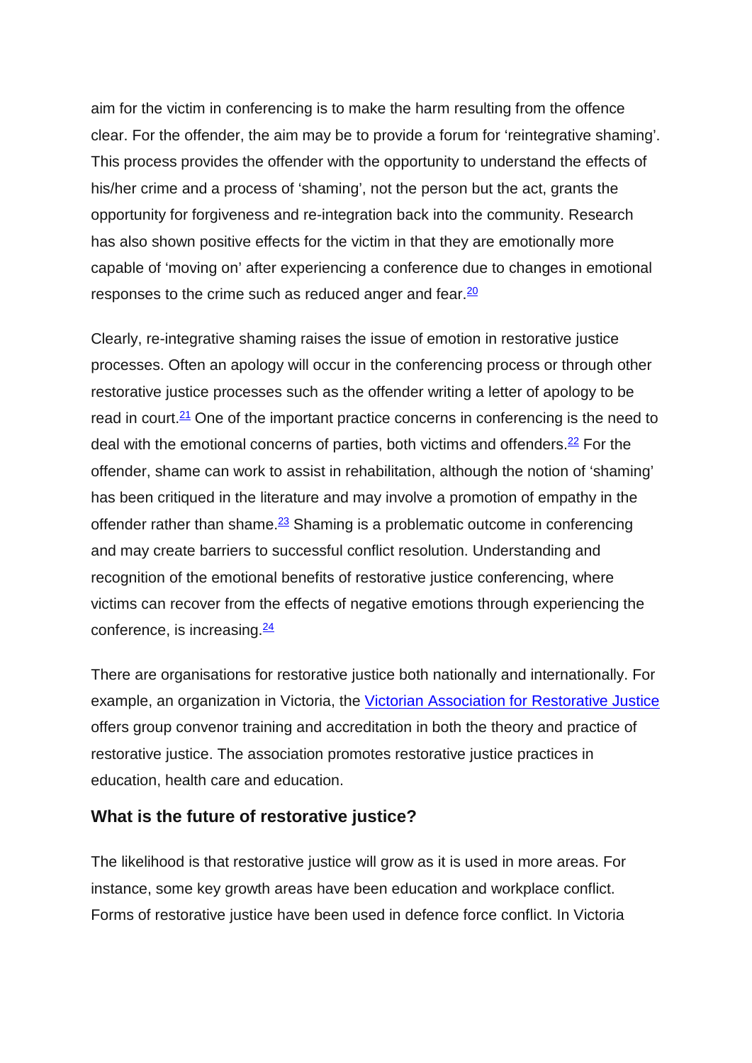aim for the victim in conferencing is to make the harm resulting from the offence clear. For the offender, the aim may be to provide a forum for 'reintegrative shaming'. This process provides the offender with the opportunity to understand the effects of his/her crime and a process of 'shaming', not the person but the act, grants the opportunity for forgiveness and re-integration back into the community. Research has also shown positive effects for the victim in that they are emotionally more capable of 'moving on' after experiencing a conference due to changes in emotional responses to the crime such as reduced anger and fear.[20]

Clearly, re-integrative shaming raises the issue of emotion in restorative justice processes. Often an apology will occur in the conferencing process or through other restorative justice processes such as the offender writing a letter of apology to be read in court.[21] One of the important practice concerns in conferencing is the need to deal with the emotional concerns of parties, both victims and offenders.[22] For the offender, shame can work to assist in rehabilitation, although the notion of 'shaming' has been critiqued in the literature and may involve a promotion of empathy in the offender rather than shame.[23] Shaming is a problematic outcome in conferencing and may create barriers to successful conflict resolution. Understanding and recognition of the emotional benefits of restorative justice conferencing, where victims can recover from the effects of negative emotions through experiencing the conference, is increasing.[24]

There are organisations for restorative justice both nationally and internationally. For example, an organization in Victoria, the [Victorian Association for Restorative Justice] offers group convenor training and accreditation in both the theory and practice of restorative justice. The association promotes restorative justice practices in education, health care and education.

### What is the future of restorative justice?

The likelihood is that restorative justice will grow as it is used in more areas. For instance, some key growth areas have been education and workplace conflict. Forms of restorative justice have been used in defence force conflict. In Victoria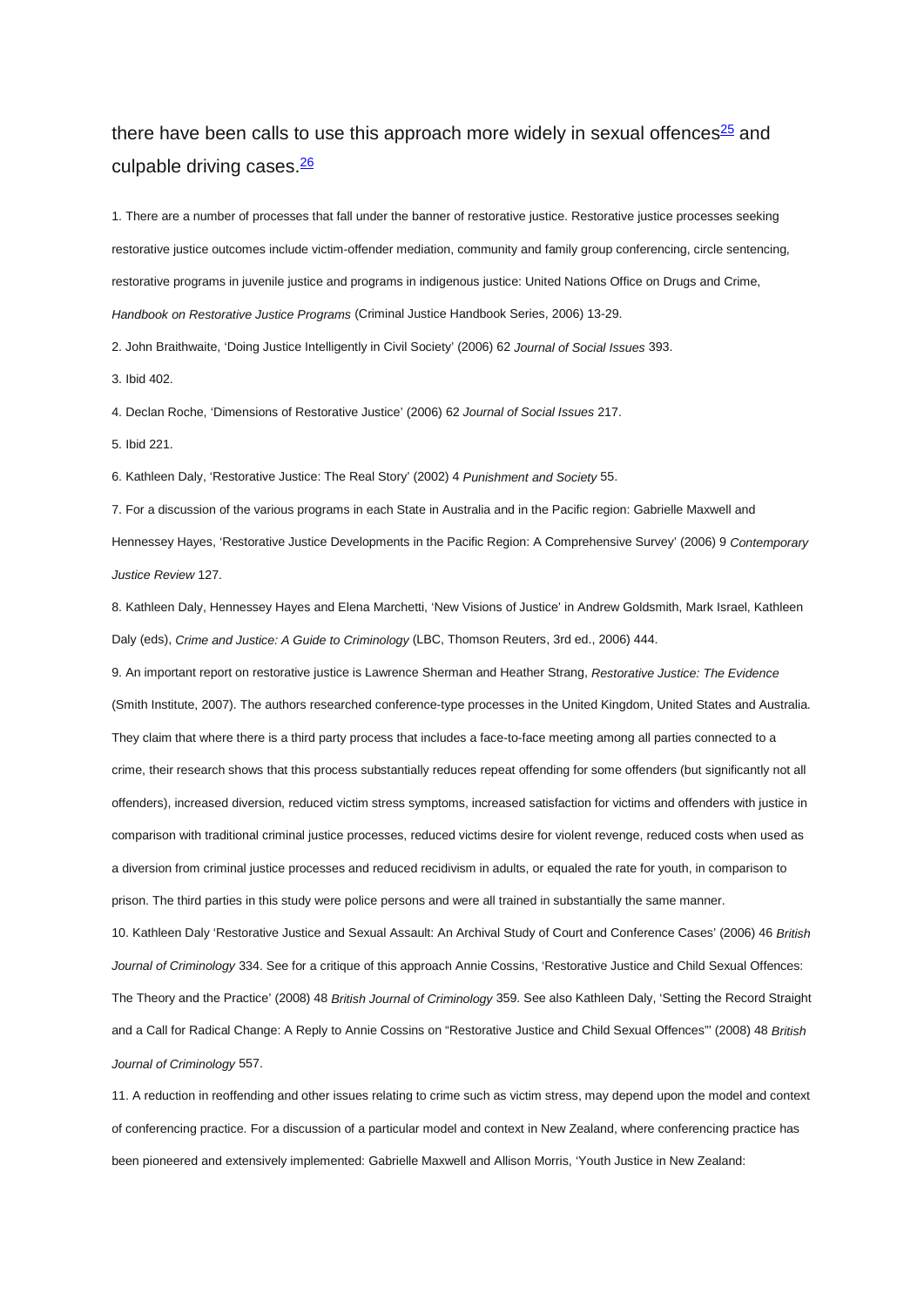there have been calls to use this approach more widely in sexual offences[25] and culpable driving cases.[26]

1. There are a number of processes that fall under the banner of restorative justice. Restorative justice processes seeking restorative justice outcomes include victim-offender mediation, community and family group conferencing, circle sentencing, restorative programs in juvenile justice and programs in indigenous justice: United Nations Office on Drugs and Crime, *Handbook on Restorative Justice Programs* (Criminal Justice Handbook Series, 2006) 13-29.

2. John Braithwaite, 'Doing Justice Intelligently in Civil Society' (2006) 62 *Journal of Social Issues* 393.

3. Ibid 402.

4. Declan Roche, 'Dimensions of Restorative Justice' (2006) 62 *Journal of Social Issues* 217.

5. Ibid 221.

6. Kathleen Daly, 'Restorative Justice: The Real Story' (2002) 4 *Punishment and Society* 55.

7. For a discussion of the various programs in each State in Australia and in the Pacific region: Gabrielle Maxwell and Hennessey Hayes, 'Restorative Justice Developments in the Pacific Region: A Comprehensive Survey' (2006) 9 *Contemporary Justice Review* 127.

8. Kathleen Daly, Hennessey Hayes and Elena Marchetti, 'New Visions of Justice' in Andrew Goldsmith, Mark Israel, Kathleen Daly (eds), *Crime and Justice: A Guide to Criminology* (LBC, Thomson Reuters, 3rd ed., 2006) 444.

9. An important report on restorative justice is Lawrence Sherman and Heather Strang, *Restorative Justice: The Evidence* (Smith Institute, 2007). The authors researched conference-type processes in the United Kingdom, United States and Australia. They claim that where there is a third party process that includes a face-to-face meeting among all parties connected to a crime, their research shows that this process substantially reduces repeat offending for some offenders (but significantly not all offenders), increased diversion, reduced victim stress symptoms, increased satisfaction for victims and offenders with justice in comparison with traditional criminal justice processes, reduced victims desire for violent revenge, reduced costs when used as a diversion from criminal justice processes and reduced recidivism in adults, or equaled the rate for youth, in comparison to prison. The third parties in this study were police persons and were all trained in substantially the same manner.

10. Kathleen Daly 'Restorative Justice and Sexual Assault: An Archival Study of Court and Conference Cases' (2006) 46 *British Journal of Criminology* 334. See for a critique of this approach Annie Cossins, 'Restorative Justice and Child Sexual Offences: The Theory and the Practice' (2008) 48 *British Journal of Criminology* 359. See also Kathleen Daly, 'Setting the Record Straight and a Call for Radical Change: A Reply to Annie Cossins on "Restorative Justice and Child Sexual Offences"' (2008) 48 *British Journal of Criminology* 557.

11. A reduction in reoffending and other issues relating to crime such as victim stress, may depend upon the model and context of conferencing practice. For a discussion of a particular model and context in New Zealand, where conferencing practice has been pioneered and extensively implemented: Gabrielle Maxwell and Allison Morris, 'Youth Justice in New Zealand: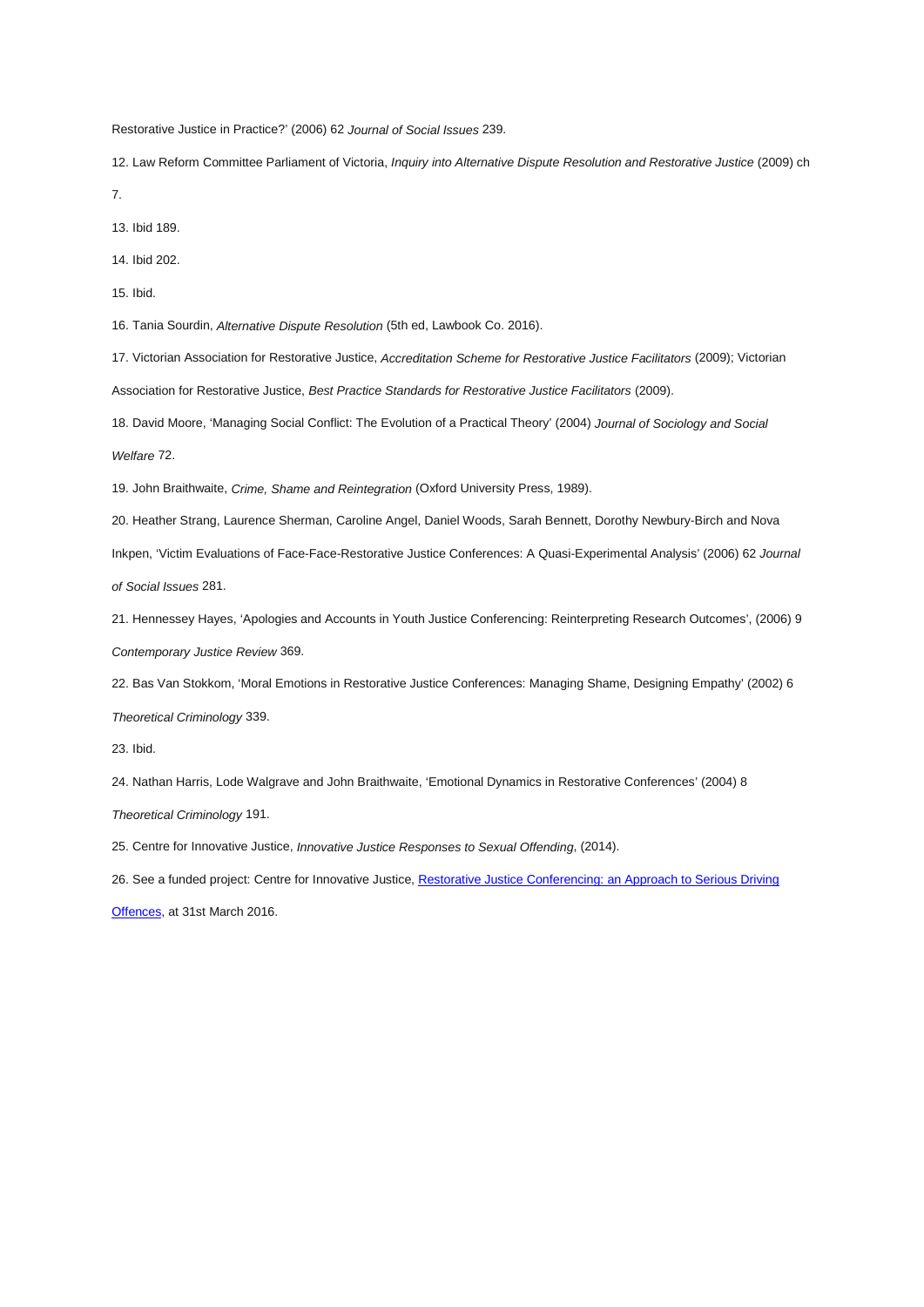Restorative Justice in Practice?' (2006) 62 *Journal of Social Issues* 239.

12. Law Reform Committee Parliament of Victoria, *Inquiry into Alternative Dispute Resolution and Restorative Justice* (2009) ch 7.

13. Ibid 189.

14. Ibid 202.

15. Ibid.

16. Tania Sourdin, *Alternative Dispute Resolution* (5th ed, Lawbook Co. 2016).

17. Victorian Association for Restorative Justice, *Accreditation Scheme for Restorative Justice Facilitators* (2009); Victorian Association for Restorative Justice, *Best Practice Standards for Restorative Justice Facilitators* (2009).

18. David Moore, 'Managing Social Conflict: The Evolution of a Practical Theory' (2004) *Journal of Sociology and Social Welfare* 72.

19. John Braithwaite, *Crime, Shame and Reintegration* (Oxford University Press, 1989).

20. Heather Strang, Laurence Sherman, Caroline Angel, Daniel Woods, Sarah Bennett, Dorothy Newbury-Birch and Nova Inkpen, 'Victim Evaluations of Face-Face-Restorative Justice Conferences: A Quasi-Experimental Analysis' (2006) 62 *Journal of Social Issues* 281.

21. Hennessey Hayes, 'Apologies and Accounts in Youth Justice Conferencing: Reinterpreting Research Outcomes', (2006) 9 *Contemporary Justice Review* 369.

22. Bas Van Stokkom, 'Moral Emotions in Restorative Justice Conferences: Managing Shame, Designing Empathy' (2002) 6 *Theoretical Criminology* 339.

23. Ibid.

24. Nathan Harris, Lode Walgrave and John Braithwaite, 'Emotional Dynamics in Restorative Conferences' (2004) 8 *Theoretical Criminology* 191.

25. Centre for Innovative Justice, *Innovative Justice Responses to Sexual Offending*, (2014).

26. See a funded project: Centre for Innovative Justice, Restorative Justice Conferencing: an Approach to Serious Driving Offences, at 31st March 2016.